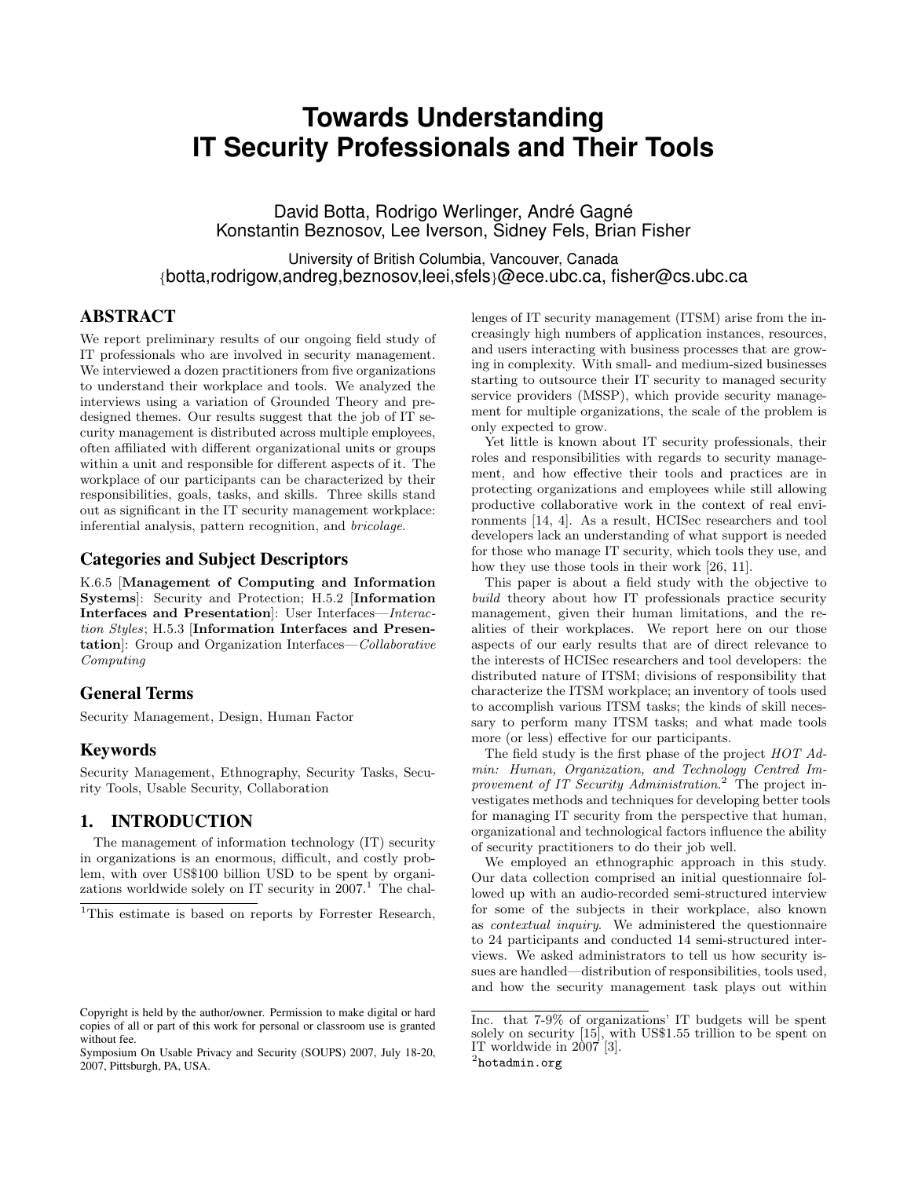# Towards Understanding IT Security Professionals and Their Tools

David Botta, Rodrigo Werlinger, André Gagné
Konstantin Beznosov, Lee Iverson, Sidney Fels, Brian Fisher

University of British Columbia, Vancouver, Canada
{botta,rodrigow,andreg,beznosov,leei,sfels}@ece.ubc.ca, fisher@cs.ubc.ca

## ABSTRACT

We report preliminary results of our ongoing field study of IT professionals who are involved in security management. We interviewed a dozen practitioners from five organizations to understand their workplace and tools. We analyzed the interviews using a variation of Grounded Theory and predesigned themes. Our results suggest that the job of IT security management is distributed across multiple employees, often affiliated with different organizational units or groups within a unit and responsible for different aspects of it. The workplace of our participants can be characterized by their responsibilities, goals, tasks, and skills. Three skills stand out as significant in the IT security management workplace: inferential analysis, pattern recognition, and *bricolage*.

### Categories and Subject Descriptors

K.6.5 [**Management of Computing and Information Systems**]: Security and Protection; H.5.2 [**Information Interfaces and Presentation**]: User Interfaces—*Interaction Styles*; H.5.3 [**Information Interfaces and Presentation**]: Group and Organization Interfaces—*Collaborative Computing*

### General Terms

Security Management, Design, Human Factor

### Keywords

Security Management, Ethnography, Security Tasks, Security Tools, Usable Security, Collaboration

## 1. INTRODUCTION

The management of information technology (IT) security in organizations is an enormous, difficult, and costly problem, with over US$100 billion USD to be spent by organizations worldwide solely on IT security in 2007.[1] The challenges of IT security management (ITSM) arise from the increasingly high numbers of application instances, resources, and users interacting with business processes that are growing in complexity. With small- and medium-sized businesses starting to outsource their IT security to managed security service providers (MSSP), which provide security management for multiple organizations, the scale of the problem is only expected to grow.

Yet little is known about IT security professionals, their roles and responsibilities with regards to security management, and how effective their tools and practices are in protecting organizations and employees while still allowing productive collaborative work in the context of real environments [14, 4]. As a result, HCISec researchers and tool developers lack an understanding of what support is needed for those who manage IT security, which tools they use, and how they use those tools in their work [26, 11].

This paper is about a field study with the objective to *build* theory about how IT professionals practice security management, given their human limitations, and the realities of their workplaces. We report here on our those aspects of our early results that are of direct relevance to the interests of HCISec researchers and tool developers: the distributed nature of ITSM; divisions of responsibility that characterize the ITSM workplace; an inventory of tools used to accomplish various ITSM tasks; the kinds of skill necessary to perform many ITSM tasks; and what made tools more (or less) effective for our participants.

The field study is the first phase of the project *HOT Admin: Human, Organization, and Technology Centred Improvement of IT Security Administration*.[2] The project investigates methods and techniques for developing better tools for managing IT security from the perspective that human, organizational and technological factors influence the ability of security practitioners to do their job well.

We employed an ethnographic approach in this study. Our data collection comprised an initial questionnaire followed up with an audio-recorded semi-structured interview for some of the subjects in their workplace, also known as *contextual inquiry*. We administered the questionnaire to 24 participants and conducted 14 semi-structured interviews. We asked administrators to tell us how security issues are handled—distribution of responsibilities, tools used, and how the security management task plays out within

[1]This estimate is based on reports by Forrester Research, Inc. that 7-9% of organizations' IT budgets will be spent solely on security [15], with US$1.55 trillion to be spent on IT worldwide in 2007 [3].

[2]hotadmin.org

Copyright is held by the author/owner. Permission to make digital or hard copies of all or part of this work for personal or classroom use is granted without fee.
Symposium On Usable Privacy and Security (SOUPS) 2007, July 18-20, 2007, Pittsburgh, PA, USA.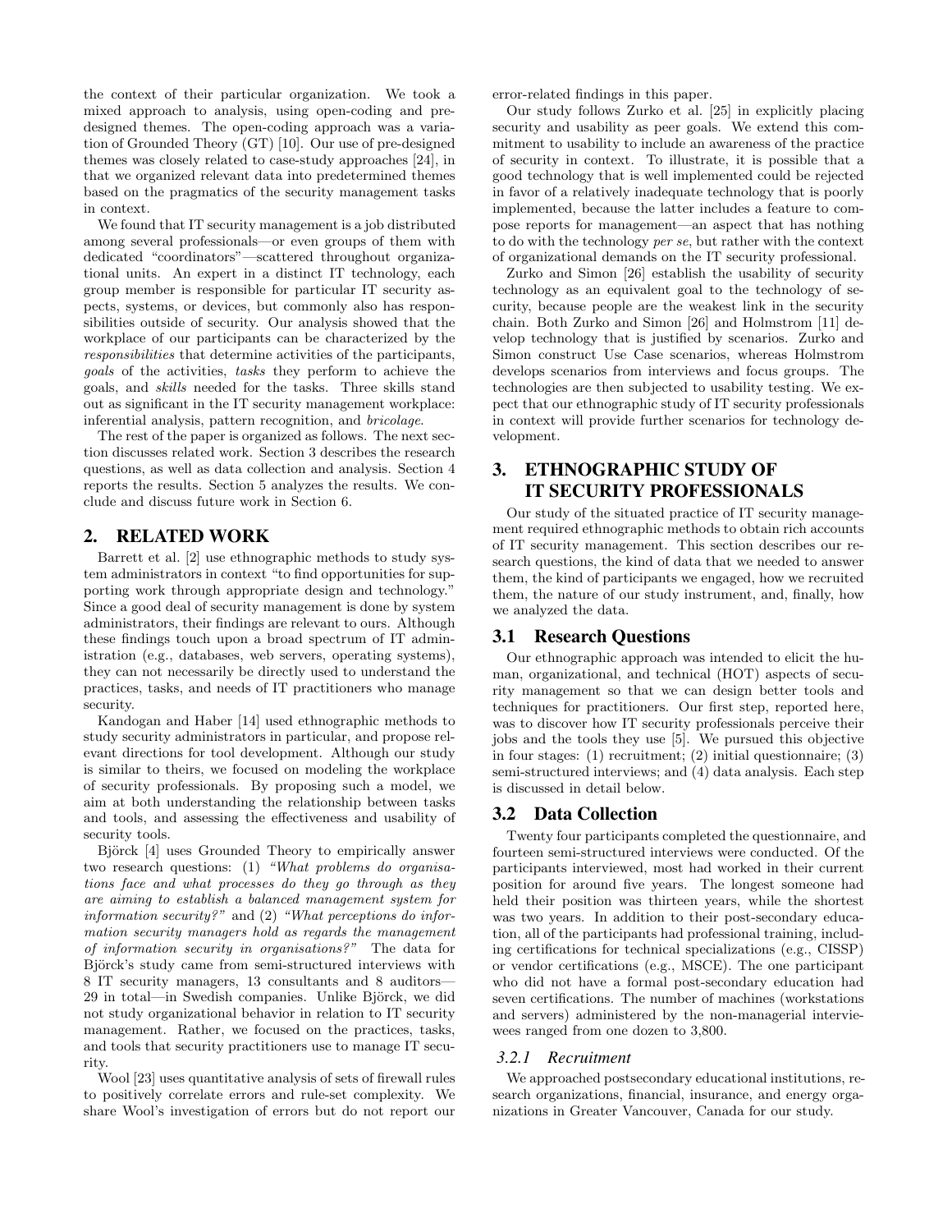the context of their particular organization. We took a mixed approach to analysis, using open-coding and pre-designed themes. The open-coding approach was a variation of Grounded Theory (GT) [10]. Our use of pre-designed themes was closely related to case-study approaches [24], in that we organized relevant data into predetermined themes based on the pragmatics of the security management tasks in context.

We found that IT security management is a job distributed among several professionals—or even groups of them with dedicated "coordinators"—scattered throughout organizational units. An expert in a distinct IT technology, each group member is responsible for particular IT security aspects, systems, or devices, but commonly also has responsibilities outside of security. Our analysis showed that the workplace of our participants can be characterized by the *responsibilities* that determine activities of the participants, *goals* of the activities, *tasks* they perform to achieve the goals, and *skills* needed for the tasks. Three skills stand out as significant in the IT security management workplace: inferential analysis, pattern recognition, and *bricolage*.

The rest of the paper is organized as follows. The next section discusses related work. Section 3 describes the research questions, as well as data collection and analysis. Section 4 reports the results. Section 5 analyzes the results. We conclude and discuss future work in Section 6.

## 2. RELATED WORK

Barrett et al. [2] use ethnographic methods to study system administrators in context "to find opportunities for supporting work through appropriate design and technology." Since a good deal of security management is done by system administrators, their findings are relevant to ours. Although these findings touch upon a broad spectrum of IT administration (e.g., databases, web servers, operating systems), they can not necessarily be directly used to understand the practices, tasks, and needs of IT practitioners who manage security.

Kandogan and Haber [14] used ethnographic methods to study security administrators in particular, and propose relevant directions for tool development. Although our study is similar to theirs, we focused on modeling the workplace of security professionals. By proposing such a model, we aim at both understanding the relationship between tasks and tools, and assessing the effectiveness and usability of security tools.

Björck [4] uses Grounded Theory to empirically answer two research questions: (1) *"What problems do organisations face and what processes do they go through as they are aiming to establish a balanced management system for information security?"* and (2) *"What perceptions do information security managers hold as regards the management of information security in organisations?"* The data for Björck's study came from semi-structured interviews with 8 IT security managers, 13 consultants and 8 auditors—29 in total—in Swedish companies. Unlike Björck, we did not study organizational behavior in relation to IT security management. Rather, we focused on the practices, tasks, and tools that security practitioners use to manage IT security.

Wool [23] uses quantitative analysis of sets of firewall rules to positively correlate errors and rule-set complexity. We share Wool's investigation of errors but do not report our error-related findings in this paper.

Our study follows Zurko et al. [25] in explicitly placing security and usability as peer goals. We extend this commitment to usability to include an awareness of the practice of security in context. To illustrate, it is possible that a good technology that is well implemented could be rejected in favor of a relatively inadequate technology that is poorly implemented, because the latter includes a feature to compose reports for management—an aspect that has nothing to do with the technology *per se*, but rather with the context of organizational demands on the IT security professional.

Zurko and Simon [26] establish the usability of security technology as an equivalent goal to the technology of security, because people are the weakest link in the security chain. Both Zurko and Simon [26] and Holmstrom [11] develop technology that is justified by scenarios. Zurko and Simon construct Use Case scenarios, whereas Holmstrom develops scenarios from interviews and focus groups. The technologies are then subjected to usability testing. We expect that our ethnographic study of IT security professionals in context will provide further scenarios for technology development.

## 3. ETHNOGRAPHIC STUDY OF IT SECURITY PROFESSIONALS

Our study of the situated practice of IT security management required ethnographic methods to obtain rich accounts of IT security management. This section describes our research questions, the kind of data that we needed to answer them, the kind of participants we engaged, how we recruited them, the nature of our study instrument, and, finally, how we analyzed the data.

### 3.1 Research Questions

Our ethnographic approach was intended to elicit the human, organizational, and technical (HOT) aspects of security management so that we can design better tools and techniques for practitioners. Our first step, reported here, was to discover how IT security professionals perceive their jobs and the tools they use [5]. We pursued this objective in four stages: (1) recruitment; (2) initial questionnaire; (3) semi-structured interviews; and (4) data analysis. Each step is discussed in detail below.

### 3.2 Data Collection

Twenty four participants completed the questionnaire, and fourteen semi-structured interviews were conducted. Of the participants interviewed, most had worked in their current position for around five years. The longest someone had held their position was thirteen years, while the shortest was two years. In addition to their post-secondary education, all of the participants had professional training, including certifications for technical specializations (e.g., CISSP) or vendor certifications (e.g., MSCE). The one participant who did not have a formal post-secondary education had seven certifications. The number of machines (workstations and servers) administered by the non-managerial interviewees ranged from one dozen to 3,800.

#### 3.2.1 Recruitment

We approached postsecondary educational institutions, research organizations, financial, insurance, and energy organizations in Greater Vancouver, Canada for our study.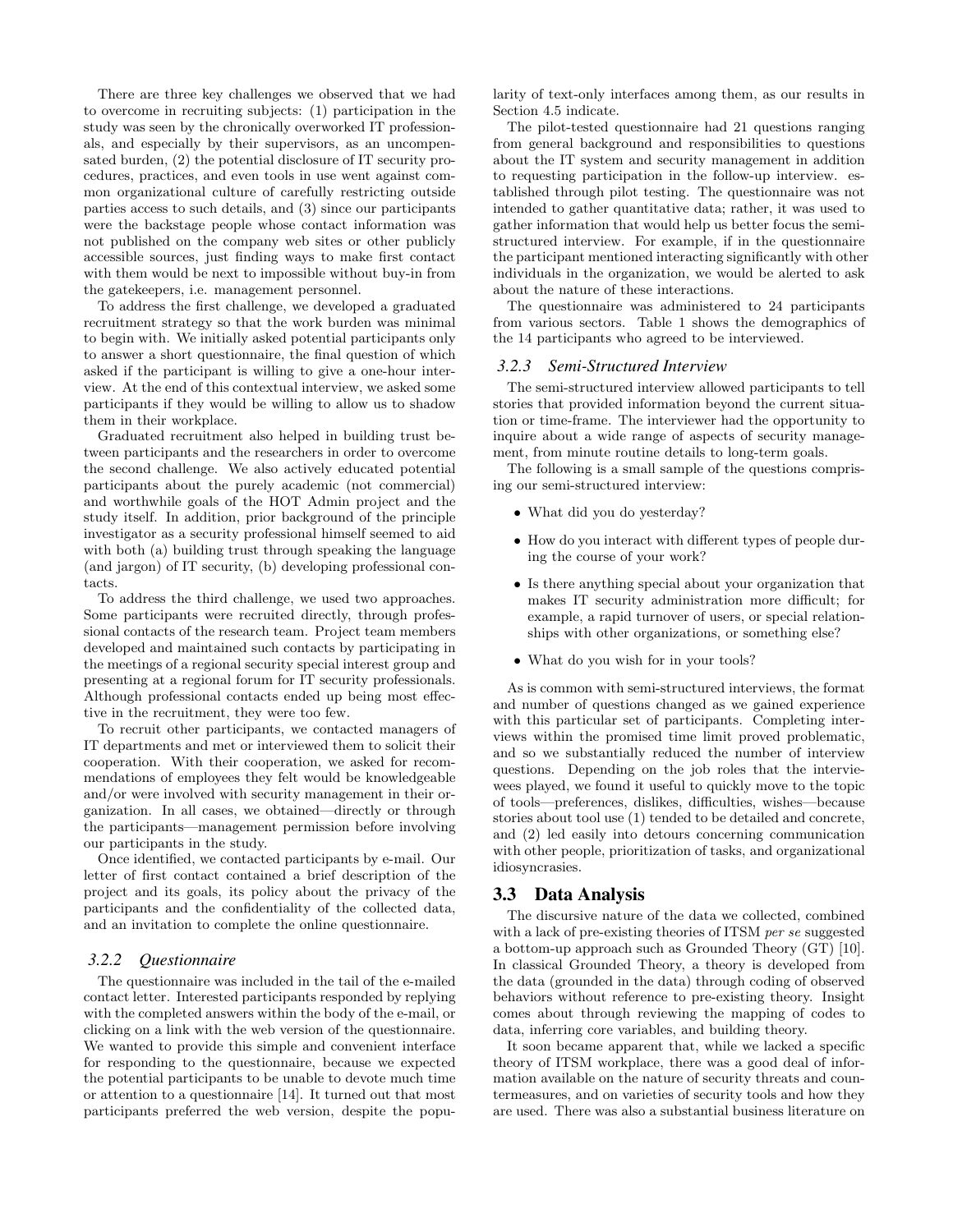There are three key challenges we observed that we had to overcome in recruiting subjects: (1) participation in the study was seen by the chronically overworked IT professionals, and especially by their supervisors, as an uncompensated burden, (2) the potential disclosure of IT security procedures, practices, and even tools in use went against common organizational culture of carefully restricting outside parties access to such details, and (3) since our participants were the backstage people whose contact information was not published on the company web sites or other publicly accessible sources, just finding ways to make first contact with them would be next to impossible without buy-in from the gatekeepers, i.e. management personnel.

To address the first challenge, we developed a graduated recruitment strategy so that the work burden was minimal to begin with. We initially asked potential participants only to answer a short questionnaire, the final question of which asked if the participant is willing to give a one-hour interview. At the end of this contextual interview, we asked some participants if they would be willing to allow us to shadow them in their workplace.

Graduated recruitment also helped in building trust between participants and the researchers in order to overcome the second challenge. We also actively educated potential participants about the purely academic (not commercial) and worthwhile goals of the HOT Admin project and the study itself. In addition, prior background of the principle investigator as a security professional himself seemed to aid with both (a) building trust through speaking the language (and jargon) of IT security, (b) developing professional contacts.

To address the third challenge, we used two approaches. Some participants were recruited directly, through professional contacts of the research team. Project team members developed and maintained such contacts by participating in the meetings of a regional security special interest group and presenting at a regional forum for IT security professionals. Although professional contacts ended up being most effective in the recruitment, they were too few.

To recruit other participants, we contacted managers of IT departments and met or interviewed them to solicit their cooperation. With their cooperation, we asked for recommendations of employees they felt would be knowledgeable and/or were involved with security management in their organization. In all cases, we obtained—directly or through the participants—management permission before involving our participants in the study.

Once identified, we contacted participants by e-mail. Our letter of first contact contained a brief description of the project and its goals, its policy about the privacy of the participants and the confidentiality of the collected data, and an invitation to complete the online questionnaire.

### 3.2.2 Questionnaire

The questionnaire was included in the tail of the e-mailed contact letter. Interested participants responded by replying with the completed answers within the body of the e-mail, or clicking on a link with the web version of the questionnaire. We wanted to provide this simple and convenient interface for responding to the questionnaire, because we expected the potential participants to be unable to devote much time or attention to a questionnaire [14]. It turned out that most participants preferred the web version, despite the popularity of text-only interfaces among them, as our results in Section 4.5 indicate.

The pilot-tested questionnaire had 21 questions ranging from general background and responsibilities to questions about the IT system and security management in addition to requesting participation in the follow-up interview. established through pilot testing. The questionnaire was not intended to gather quantitative data; rather, it was used to gather information that would help us better focus the semi-structured interview. For example, if in the questionnaire the participant mentioned interacting significantly with other individuals in the organization, we would be alerted to ask about the nature of these interactions.

The questionnaire was administered to 24 participants from various sectors. Table 1 shows the demographics of the 14 participants who agreed to be interviewed.

### 3.2.3 Semi-Structured Interview

The semi-structured interview allowed participants to tell stories that provided information beyond the current situation or time-frame. The interviewer had the opportunity to inquire about a wide range of aspects of security management, from minute routine details to long-term goals.

The following is a small sample of the questions comprising our semi-structured interview:

- What did you do yesterday?
- How do you interact with different types of people during the course of your work?
- Is there anything special about your organization that makes IT security administration more difficult; for example, a rapid turnover of users, or special relationships with other organizations, or something else?
- What do you wish for in your tools?

As is common with semi-structured interviews, the format and number of questions changed as we gained experience with this particular set of participants. Completing interviews within the promised time limit proved problematic, and so we substantially reduced the number of interview questions. Depending on the job roles that the interviewees played, we found it useful to quickly move to the topic of tools—preferences, dislikes, difficulties, wishes—because stories about tool use (1) tended to be detailed and concrete, and (2) led easily into detours concerning communication with other people, prioritization of tasks, and organizational idiosyncrasies.

## 3.3 Data Analysis

The discursive nature of the data we collected, combined with a lack of pre-existing theories of ITSM *per se* suggested a bottom-up approach such as Grounded Theory (GT) [10]. In classical Grounded Theory, a theory is developed from the data (grounded in the data) through coding of observed behaviors without reference to pre-existing theory. Insight comes about through reviewing the mapping of codes to data, inferring core variables, and building theory.

It soon became apparent that, while we lacked a specific theory of ITSM workplace, there was a good deal of information available on the nature of security threats and countermeasures, and on varieties of security tools and how they are used. There was also a substantial business literature on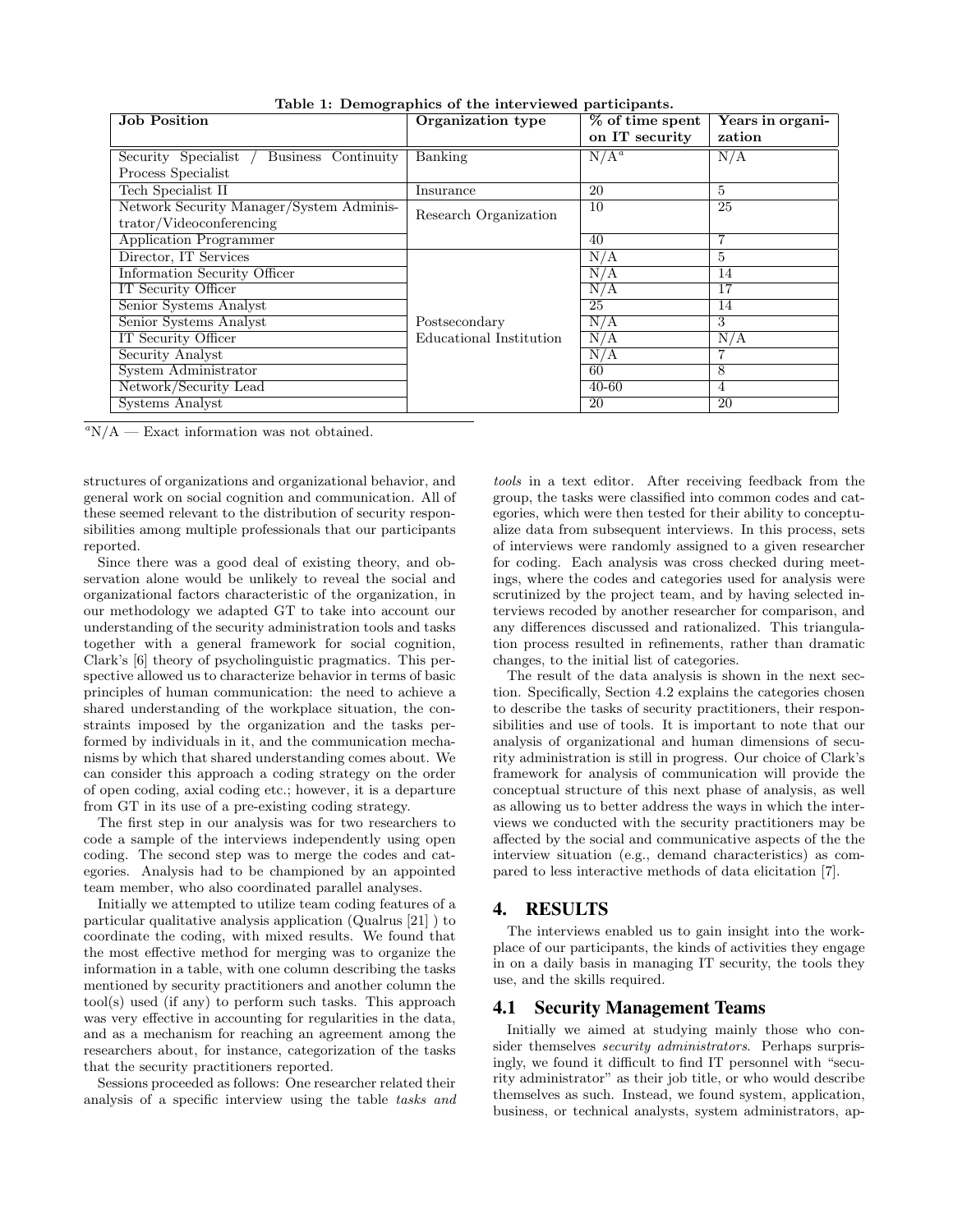**Table 1: Demographics of the interviewed participants.**

| Job Position | Organization type | % of time spent on IT security | Years in organization |
|---|---|---|---|
| Security Specialist / Business Continuity Process Specialist | Banking | N/A[a] | N/A |
| Tech Specialist II | Insurance | 20 | 5 |
| Network Security Manager/System Administrator/Videoconferencing | Research Organization | 10 | 25 |
| Application Programmer | | 40 | 7 |
| Director, IT Services | Postsecondary Educational Institution | N/A | 5 |
| Information Security Officer | | N/A | 14 |
| IT Security Officer | | N/A | 17 |
| Senior Systems Analyst | | 25 | 14 |
| Senior Systems Analyst | | N/A | 3 |
| IT Security Officer | | N/A | N/A |
| Security Analyst | | N/A | 7 |
| System Administrator | | 60 | 8 |
| Network/Security Lead | | 40-60 | 4 |
| Systems Analyst | | 20 | 20 |

[a]N/A — Exact information was not obtained.

structures of organizations and organizational behavior, and general work on social cognition and communication. All of these seemed relevant to the distribution of security responsibilities among multiple professionals that our participants reported.

Since there was a good deal of existing theory, and observation alone would be unlikely to reveal the social and organizational factors characteristic of the organization, in our methodology we adapted GT to take into account our understanding of the security administration tools and tasks together with a general framework for social cognition, Clark's [6] theory of psycholinguistic pragmatics. This perspective allowed us to characterize behavior in terms of basic principles of human communication: the need to achieve a shared understanding of the workplace situation, the constraints imposed by the organization and the tasks performed by individuals in it, and the communication mechanisms by which that shared understanding comes about. We can consider this approach a coding strategy on the order of open coding, axial coding etc.; however, it is a departure from GT in its use of a pre-existing coding strategy.

The first step in our analysis was for two researchers to code a sample of the interviews independently using open coding. The second step was to merge the codes and categories. Analysis had to be championed by an appointed team member, who also coordinated parallel analyses.

Initially we attempted to utilize team coding features of a particular qualitative analysis application (Qualrus [21] ) to coordinate the coding, with mixed results. We found that the most effective method for merging was to organize the information in a table, with one column describing the tasks mentioned by security practitioners and another column the tool(s) used (if any) to perform such tasks. This approach was very effective in accounting for regularities in the data, and as a mechanism for reaching an agreement among the researchers about, for instance, categorization of the tasks that the security practitioners reported.

Sessions proceeded as follows: One researcher related their analysis of a specific interview using the table *tasks and tools* in a text editor. After receiving feedback from the group, the tasks were classified into common codes and categories, which were then tested for their ability to conceptualize data from subsequent interviews. In this process, sets of interviews were randomly assigned to a given researcher for coding. Each analysis was cross checked during meetings, where the codes and categories used for analysis were scrutinized by the project team, and by having selected interviews recoded by another researcher for comparison, and any differences discussed and rationalized. This triangulation process resulted in refinements, rather than dramatic changes, to the initial list of categories.

The result of the data analysis is shown in the next section. Specifically, Section 4.2 explains the categories chosen to describe the tasks of security practitioners, their responsibilities and use of tools. It is important to note that our analysis of organizational and human dimensions of security administration is still in progress. Our choice of Clark's framework for analysis of communication will provide the conceptual structure of this next phase of analysis, as well as allowing us to better address the ways in which the interviews we conducted with the security practitioners may be affected by the social and communicative aspects of the the interview situation (e.g., demand characteristics) as compared to less interactive methods of data elicitation [7].

## 4. RESULTS

The interviews enabled us to gain insight into the workplace of our participants, the kinds of activities they engage in on a daily basis in managing IT security, the tools they use, and the skills required.

### 4.1 Security Management Teams

Initially we aimed at studying mainly those who consider themselves *security administrators*. Perhaps surprisingly, we found it difficult to find IT personnel with "security administrator" as their job title, or who would describe themselves as such. Instead, we found system, application, business, or technical analysts, system administrators, ap-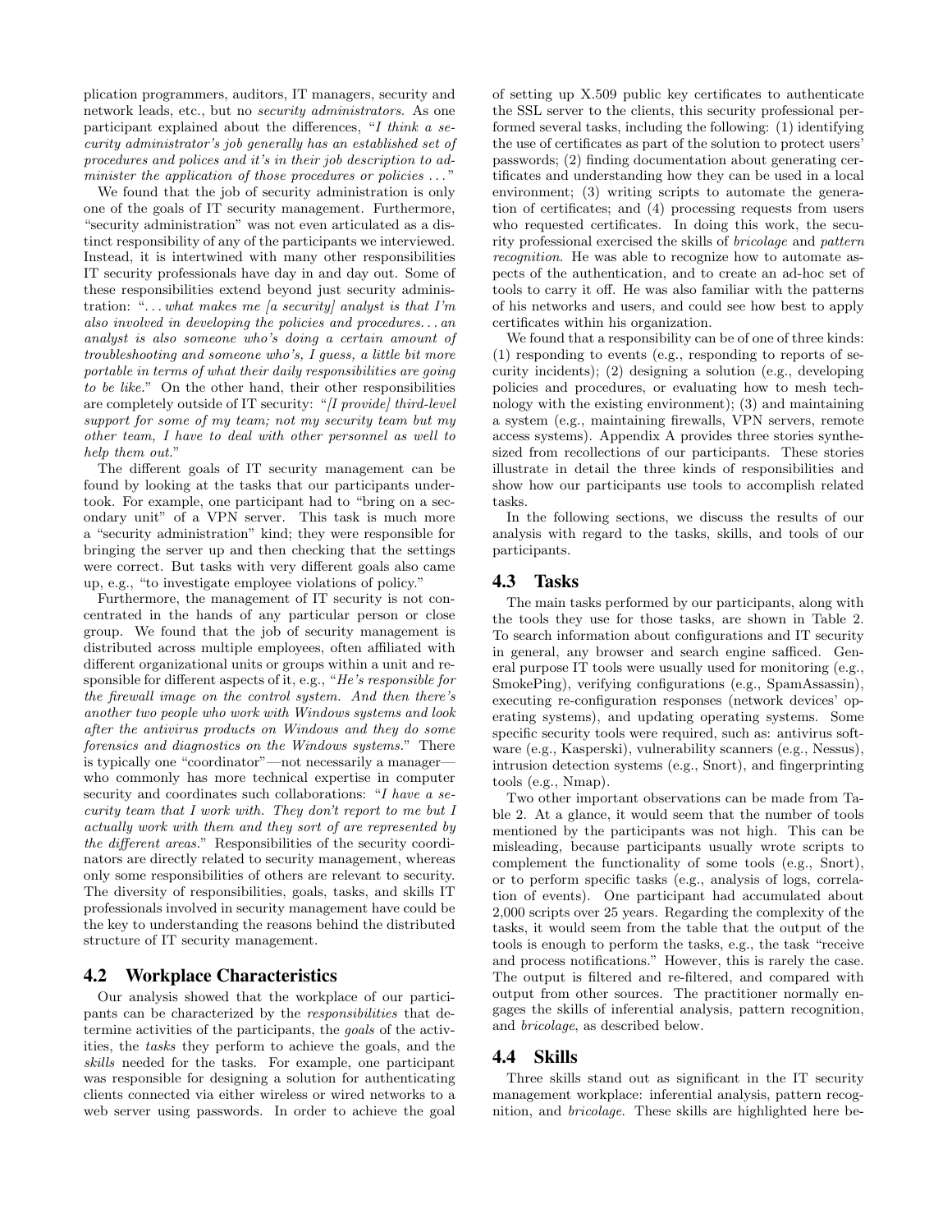plication programmers, auditors, IT managers, security and network leads, etc., but no *security administrators*. As one participant explained about the differences, "*I think a security administrator's job generally has an established set of procedures and polices and it's in their job description to administer the application of those procedures or policies . . .*"

We found that the job of security administration is only one of the goals of IT security management. Furthermore, "security administration" was not even articulated as a distinct responsibility of any of the participants we interviewed. Instead, it is intertwined with many other responsibilities IT security professionals have day in and day out. Some of these responsibilities extend beyond just security administration: "*. . . what makes me [a security] analyst is that I'm also involved in developing the policies and procedures. . . an analyst is also someone who's doing a certain amount of troubleshooting and someone who's, I guess, a little bit more portable in terms of what their daily responsibilities are going to be like.*" On the other hand, their other responsibilities are completely outside of IT security: "*[I provide] third-level support for some of my team; not my security team but my other team, I have to deal with other personnel as well to help them out.*"

The different goals of IT security management can be found by looking at the tasks that our participants undertook. For example, one participant had to "bring on a secondary unit" of a VPN server. This task is much more a "security administration" kind; they were responsible for bringing the server up and then checking that the settings were correct. But tasks with very different goals also came up, e.g., "to investigate employee violations of policy."

Furthermore, the management of IT security is not concentrated in the hands of any particular person or close group. We found that the job of security management is distributed across multiple employees, often affiliated with different organizational units or groups within a unit and responsible for different aspects of it, e.g., "*He's responsible for the firewall image on the control system. And then there's another two people who work with Windows systems and look after the antivirus products on Windows and they do some forensics and diagnostics on the Windows systems.*" There is typically one "coordinator"—not necessarily a manager—who commonly has more technical expertise in computer security and coordinates such collaborations: "*I have a security team that I work with. They don't report to me but I actually work with them and they sort of are represented by the different areas.*" Responsibilities of the security coordinators are directly related to security management, whereas only some responsibilities of others are relevant to security. The diversity of responsibilities, goals, tasks, and skills IT professionals involved in security management have could be the key to understanding the reasons behind the distributed structure of IT security management.

## 4.2 Workplace Characteristics

Our analysis showed that the workplace of our participants can be characterized by the *responsibilities* that determine activities of the participants, the *goals* of the activities, the *tasks* they perform to achieve the goals, and the *skills* needed for the tasks. For example, one participant was responsible for designing a solution for authenticating clients connected via either wireless or wired networks to a web server using passwords. In order to achieve the goal of setting up X.509 public key certificates to authenticate the SSL server to the clients, this security professional performed several tasks, including the following: (1) identifying the use of certificates as part of the solution to protect users' passwords; (2) finding documentation about generating certificates and understanding how they can be used in a local environment; (3) writing scripts to automate the generation of certificates; and (4) processing requests from users who requested certificates. In doing this work, the security professional exercised the skills of *bricolage* and *pattern recognition*. He was able to recognize how to automate aspects of the authentication, and to create an ad-hoc set of tools to carry it off. He was also familiar with the patterns of his networks and users, and could see how best to apply certificates within his organization.

We found that a responsibility can be of one of three kinds: (1) responding to events (e.g., responding to reports of security incidents); (2) designing a solution (e.g., developing policies and procedures, or evaluating how to mesh technology with the existing environment); (3) and maintaining a system (e.g., maintaining firewalls, VPN servers, remote access systems). Appendix A provides three stories synthesized from recollections of our participants. These stories illustrate in detail the three kinds of responsibilities and show how our participants use tools to accomplish related tasks.

In the following sections, we discuss the results of our analysis with regard to the tasks, skills, and tools of our participants.

## 4.3 Tasks

The main tasks performed by our participants, along with the tools they use for those tasks, are shown in Table 2. To search information about configurations and IT security in general, any browser and search engine safficed. General purpose IT tools were usually used for monitoring (e.g., SmokePing), verifying configurations (e.g., SpamAssassin), executing re-configuration responses (network devices' operating systems), and updating operating systems. Some specific security tools were required, such as: antivirus software (e.g., Kasperski), vulnerability scanners (e.g., Nessus), intrusion detection systems (e.g., Snort), and fingerprinting tools (e.g., Nmap).

Two other important observations can be made from Table 2. At a glance, it would seem that the number of tools mentioned by the participants was not high. This can be misleading, because participants usually wrote scripts to complement the functionality of some tools (e.g., Snort), or to perform specific tasks (e.g., analysis of logs, correlation of events). One participant had accumulated about 2,000 scripts over 25 years. Regarding the complexity of the tasks, it would seem from the table that the output of the tools is enough to perform the tasks, e.g., the task "receive and process notifications." However, this is rarely the case. The output is filtered and re-filtered, and compared with output from other sources. The practitioner normally engages the skills of inferential analysis, pattern recognition, and *bricolage*, as described below.

## 4.4 Skills

Three skills stand out as significant in the IT security management workplace: inferential analysis, pattern recognition, and *bricolage*. These skills are highlighted here be-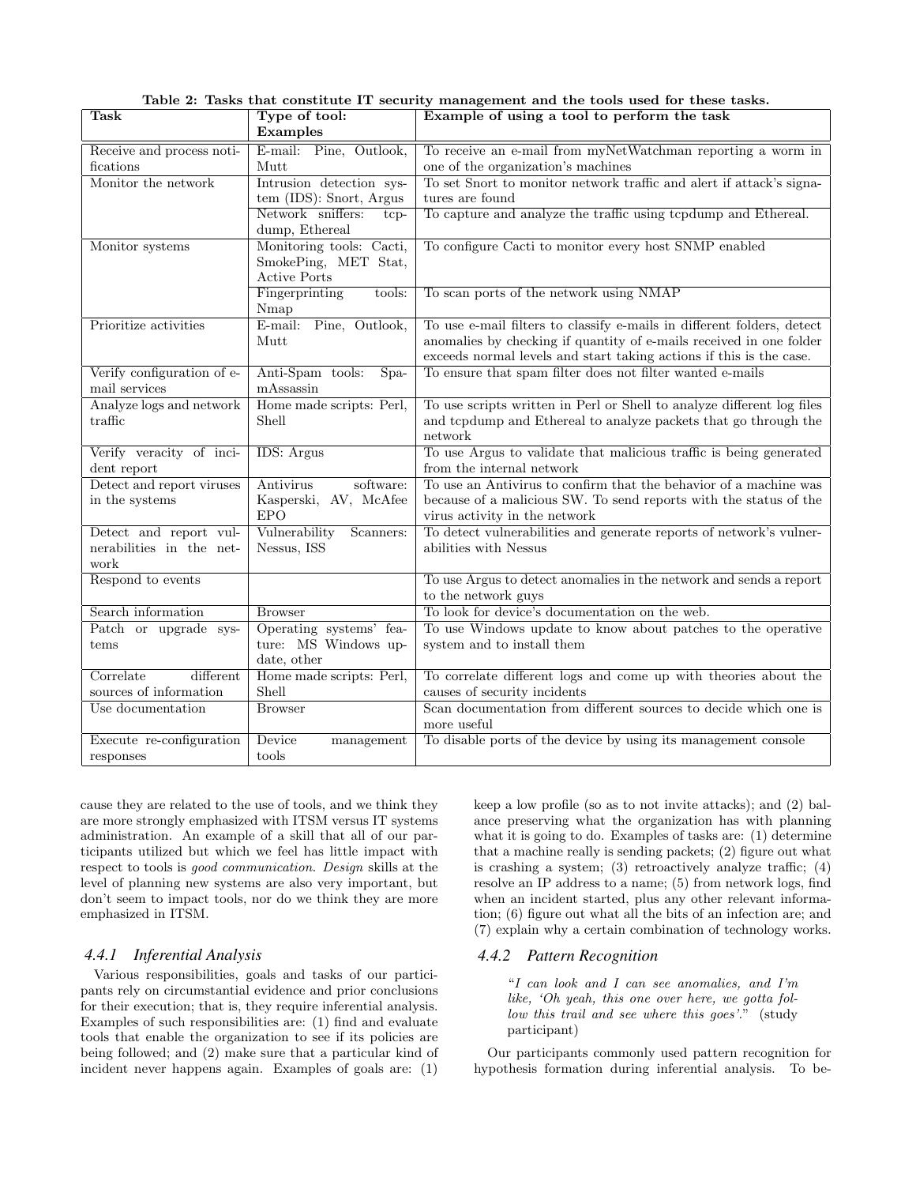Table 2: Tasks that constitute IT security management and the tools used for these tasks.

| Task | Type of tool: Examples | Example of using a tool to perform the task |
|---|---|---|
| Receive and process notifications | E-mail: Pine, Outlook, Mutt | To receive an e-mail from myNetWatchman reporting a worm in one of the organization's machines |
| Monitor the network | Intrusion detection system (IDS): Snort, Argus | To set Snort to monitor network traffic and alert if attack's signatures are found |
| | Network sniffers: tcpdump, Ethereal | To capture and analyze the traffic using tcpdump and Ethereal. |
| Monitor systems | Monitoring tools: Cacti, SmokePing, MET Stat, Active Ports | To configure Cacti to monitor every host SNMP enabled |
| | Fingerprinting tools: Nmap | To scan ports of the network using NMAP |
| Prioritize activities | E-mail: Pine, Outlook, Mutt | To use e-mail filters to classify e-mails in different folders, detect anomalies by checking if quantity of e-mails received in one folder exceeds normal levels and start taking actions if this is the case. |
| Verify configuration of e-mail services | Anti-Spam tools: SpamAssassin | To ensure that spam filter does not filter wanted e-mails |
| Analyze logs and network traffic | Home made scripts: Perl, Shell | To use scripts written in Perl or Shell to analyze different log files and tcpdump and Ethereal to analyze packets that go through the network |
| Verify veracity of incident report | IDS: Argus | To use Argus to validate that malicious traffic is being generated from the internal network |
| Detect and report viruses in the systems | Antivirus software: Kasperski, AV, McAfee EPO | To use an Antivirus to confirm that the behavior of a machine was because of a malicious SW. To send reports with the status of the virus activity in the network |
| Detect and report vulnerabilities in the network | Vulnerability Scanners: Nessus, ISS | To detect vulnerabilities and generate reports of network's vulnerabilities with Nessus |
| Respond to events | | To use Argus to detect anomalies in the network and sends a report to the network guys |
| Search information | Browser | To look for device's documentation on the web. |
| Patch or upgrade systems | Operating systems' feature: MS Windows update, other | To use Windows update to know about patches to the operative system and to install them |
| Correlate different sources of information | Home made scripts: Perl, Shell | To correlate different logs and come up with theories about the causes of security incidents |
| Use documentation | Browser | Scan documentation from different sources to decide which one is more useful |
| Execute re-configuration responses | Device management tools | To disable ports of the device by using its management console |

cause they are related to the use of tools, and we think they are more strongly emphasized with ITSM versus IT systems administration. An example of a skill that all of our participants utilized but which we feel has little impact with respect to tools is *good communication*. *Design* skills at the level of planning new systems are also very important, but don't seem to impact tools, nor do we think they are more emphasized in ITSM.

### 4.4.1 Inferential Analysis

Various responsibilities, goals and tasks of our participants rely on circumstantial evidence and prior conclusions for their execution; that is, they require inferential analysis. Examples of such responsibilities are: (1) find and evaluate tools that enable the organization to see if its policies are being followed; and (2) make sure that a particular kind of incident never happens again. Examples of goals are: (1) keep a low profile (so as to not invite attacks); and (2) balance preserving what the organization has with planning what it is going to do. Examples of tasks are: (1) determine that a machine really is sending packets; (2) figure out what is crashing a system; (3) retroactively analyze traffic; (4) resolve an IP address to a name; (5) from network logs, find when an incident started, plus any other relevant information; (6) figure out what all the bits of an infection are; and (7) explain why a certain combination of technology works.

### 4.4.2 Pattern Recognition

> *"I can look and I can see anomalies, and I'm like, 'Oh yeah, this one over here, we gotta follow this trail and see where this goes'."* (study participant)

Our participants commonly used pattern recognition for hypothesis formation during inferential analysis. To be-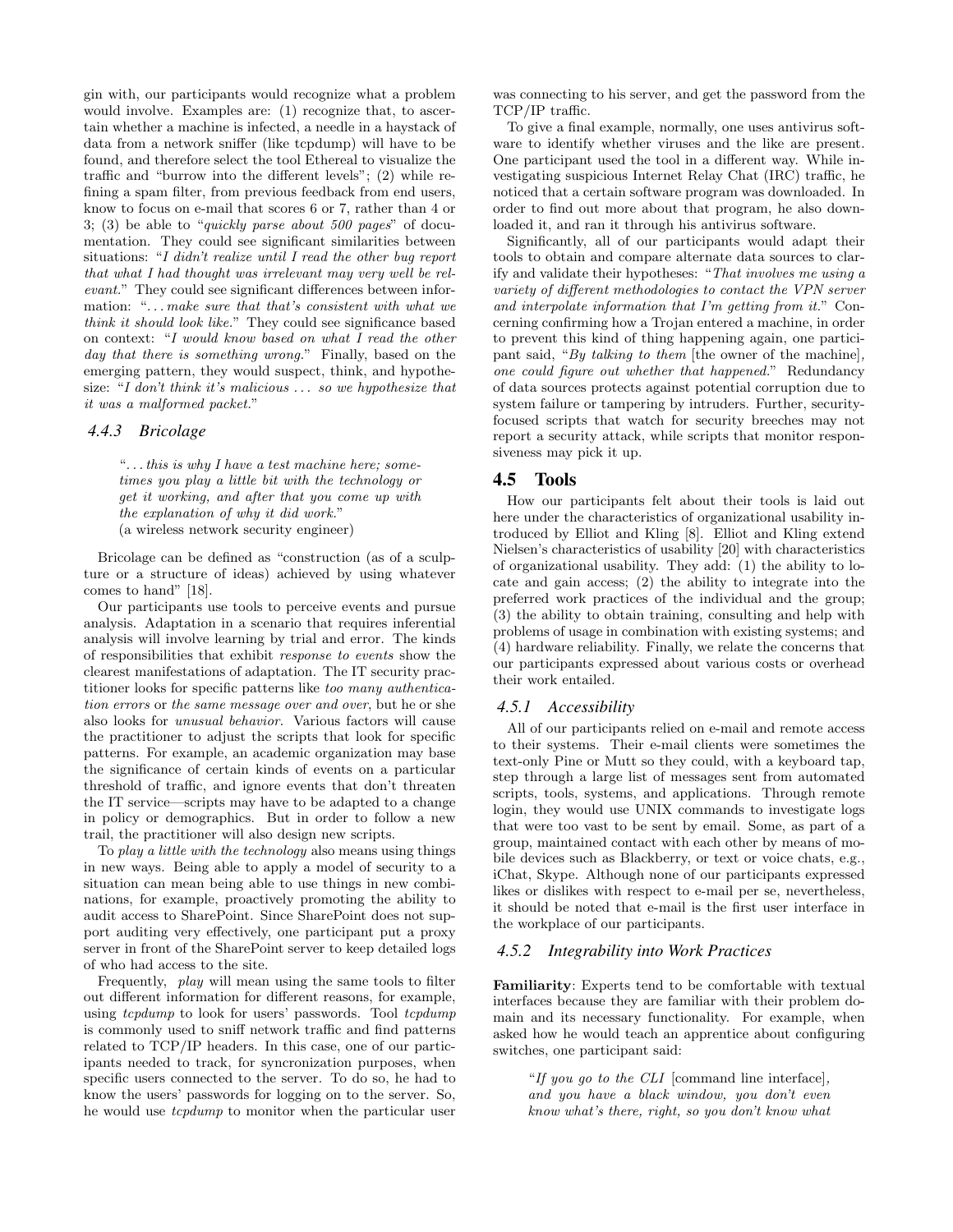gin with, our participants would recognize what a problem would involve. Examples are: (1) recognize that, to ascertain whether a machine is infected, a needle in a haystack of data from a network sniffer (like tcpdump) will have to be found, and therefore select the tool Ethereal to visualize the traffic and "burrow into the different levels"; (2) while refining a spam filter, from previous feedback from end users, know to focus on e-mail that scores 6 or 7, rather than 4 or 3; (3) be able to "*quickly parse about 500 pages*" of documentation. They could see significant similarities between situations: "*I didn't realize until I read the other bug report that what I had thought was irrelevant may very well be relevant.*" They could see significant differences between information: "*... make sure that that's consistent with what we think it should look like.*" They could see significance based on context: "*I would know based on what I read the other day that there is something wrong.*" Finally, based on the emerging pattern, they would suspect, think, and hypothesize: "*I don't think it's malicious ... so we hypothesize that it was a malformed packet.*"

### 4.4.3 Bricolage

> "*... this is why I have a test machine here; sometimes you play a little bit with the technology or get it working, and after that you come up with the explanation of why it did work.*"
> (a wireless network security engineer)

Bricolage can be defined as "construction (as of a sculpture or a structure of ideas) achieved by using whatever comes to hand" [18].

Our participants use tools to perceive events and pursue analysis. Adaptation in a scenario that requires inferential analysis will involve learning by trial and error. The kinds of responsibilities that exhibit *response to events* show the clearest manifestations of adaptation. The IT security practitioner looks for specific patterns like *too many authentication errors* or *the same message over and over*, but he or she also looks for *unusual behavior*. Various factors will cause the practitioner to adjust the scripts that look for specific patterns. For example, an academic organization may base the significance of certain kinds of events on a particular threshold of traffic, and ignore events that don't threaten the IT service—scripts may have to be adapted to a change in policy or demographics. But in order to follow a new trail, the practitioner will also design new scripts.

To *play a little with the technology* also means using things in new ways. Being able to apply a model of security to a situation can mean being able to use things in new combinations, for example, proactively promoting the ability to audit access to SharePoint. Since SharePoint does not support auditing very effectively, one participant put a proxy server in front of the SharePoint server to keep detailed logs of who had access to the site.

Frequently, *play* will mean using the same tools to filter out different information for different reasons, for example, using *tcpdump* to look for users' passwords. Tool *tcpdump* is commonly used to sniff network traffic and find patterns related to TCP/IP headers. In this case, one of our participants needed to track, for syncronization purposes, when specific users connected to the server. To do so, he had to know the users' passwords for logging on to the server. So, he would use *tcpdump* to monitor when the particular user was connecting to his server, and get the password from the TCP/IP traffic.

To give a final example, normally, one uses antivirus software to identify whether viruses and the like are present. One participant used the tool in a different way. While investigating suspicious Internet Relay Chat (IRC) traffic, he noticed that a certain software program was downloaded. In order to find out more about that program, he also downloaded it, and ran it through his antivirus software.

Significantly, all of our participants would adapt their tools to obtain and compare alternate data sources to clarify and validate their hypotheses: "*That involves me using a variety of different methodologies to contact the VPN server and interpolate information that I'm getting from it.*" Concerning confirming how a Trojan entered a machine, in order to prevent this kind of thing happening again, one participant said, "*By talking to them* [the owner of the machine]*, one could figure out whether that happened.*" Redundancy of data sources protects against potential corruption due to system failure or tampering by intruders. Further, security-focused scripts that watch for security breeches may not report a security attack, while scripts that monitor responsiveness may pick it up.

## 4.5 Tools

How our participants felt about their tools is laid out here under the characteristics of organizational usability introduced by Elliot and Kling [8]. Elliot and Kling extend Nielsen's characteristics of usability [20] with characteristics of organizational usability. They add: (1) the ability to locate and gain access; (2) the ability to integrate into the preferred work practices of the individual and the group; (3) the ability to obtain training, consulting and help with problems of usage in combination with existing systems; and (4) hardware reliability. Finally, we relate the concerns that our participants expressed about various costs or overhead their work entailed.

### 4.5.1 Accessibility

All of our participants relied on e-mail and remote access to their systems. Their e-mail clients were sometimes the text-only Pine or Mutt so they could, with a keyboard tap, step through a large list of messages sent from automated scripts, tools, systems, and applications. Through remote login, they would use UNIX commands to investigate logs that were too vast to be sent by email. Some, as part of a group, maintained contact with each other by means of mobile devices such as Blackberry, or text or voice chats, e.g., iChat, Skype. Although none of our participants expressed likes or dislikes with respect to e-mail per se, nevertheless, it should be noted that e-mail is the first user interface in the workplace of our participants.

### 4.5.2 Integrability into Work Practices

**Familiarity**: Experts tend to be comfortable with textual interfaces because they are familiar with their problem domain and its necessary functionality. For example, when asked how he would teach an apprentice about configuring switches, one participant said:

> "*If you go to the CLI* [command line interface]*, and you have a black window, you don't even know what's there, right, so you don't know what*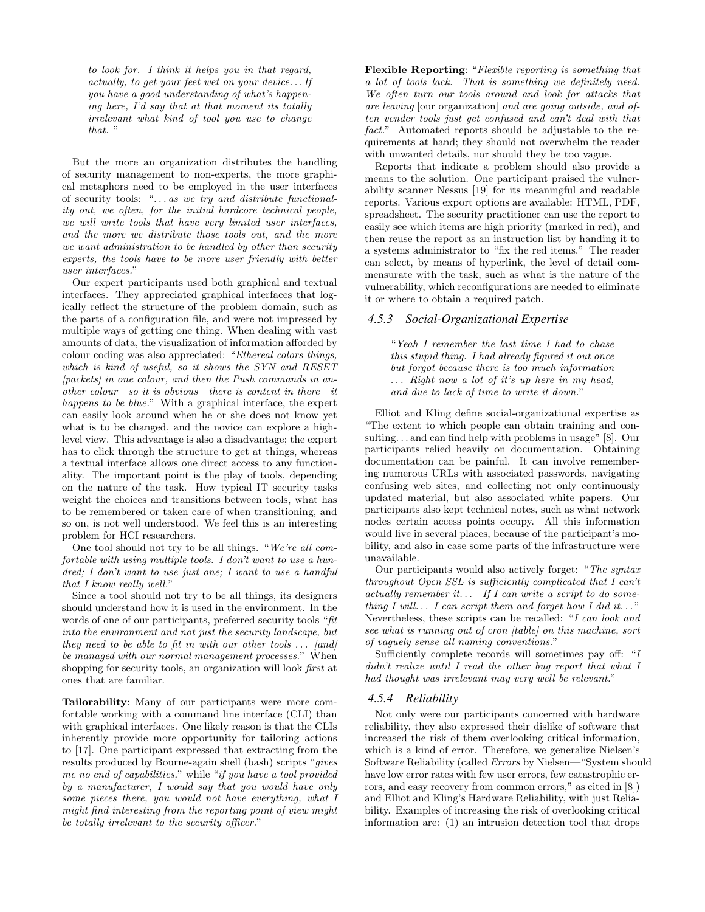*to look for. I think it helps you in that regard, actually, to get your feet wet on your device... If you have a good understanding of what's happening here, I'd say that at that moment its totally irrelevant what kind of tool you use to change that.* "

But the more an organization distributes the handling of security management to non-experts, the more graphical metaphors need to be employed in the user interfaces of security tools: "*... as we try and distribute functionality out, we often, for the initial hardcore technical people, we will write tools that have very limited user interfaces, and the more we distribute those tools out, and the more we want administration to be handled by other than security experts, the tools have to be more user friendly with better user interfaces.*"

Our expert participants used both graphical and textual interfaces. They appreciated graphical interfaces that logically reflect the structure of the problem domain, such as the parts of a configuration file, and were not impressed by multiple ways of getting one thing. When dealing with vast amounts of data, the visualization of information afforded by colour coding was also appreciated: "*Ethereal colors things, which is kind of useful, so it shows the SYN and RESET [packets] in one colour, and then the Push commands in another colour—so it is obvious—there is content in there—it happens to be blue.*" With a graphical interface, the expert can easily look around when he or she does not know yet what is to be changed, and the novice can explore a high-level view. This advantage is also a disadvantage; the expert has to click through the structure to get at things, whereas a textual interface allows one direct access to any functionality. The important point is the play of tools, depending on the nature of the task. How typical IT security tasks weight the choices and transitions between tools, what has to be remembered or taken care of when transitioning, and so on, is not well understood. We feel this is an interesting problem for HCI researchers.

One tool should not try to be all things. "*We're all comfortable with using multiple tools. I don't want to use a hundred; I don't want to use just one; I want to use a handful that I know really well.*"

Since a tool should not try to be all things, its designers should understand how it is used in the environment. In the words of one of our participants, preferred security tools "*fit into the environment and not just the security landscape, but they need to be able to fit in with our other tools ... [and] be managed with our normal management processes.*" When shopping for security tools, an organization will look *first* at ones that are familiar.

**Tailorability**: Many of our participants were more comfortable working with a command line interface (CLI) than with graphical interfaces. One likely reason is that the CLIs inherently provide more opportunity for tailoring actions to [17]. One participant expressed that extracting from the results produced by Bourne-again shell (bash) scripts "*gives me no end of capabilities,*" while "*if you have a tool provided by a manufacturer, I would say that you would have only some pieces there, you would not have everything, what I might find interesting from the reporting point of view might be totally irrelevant to the security officer.*"

**Flexible Reporting**: "*Flexible reporting is something that a lot of tools lack. That is something we definitely need. We often turn our tools around and look for attacks that are leaving* [our organization] *and are going outside, and often vender tools just get confused and can't deal with that fact.*" Automated reports should be adjustable to the requirements at hand; they should not overwhelm the reader with unwanted details, nor should they be too vague.

Reports that indicate a problem should also provide a means to the solution. One participant praised the vulnerability scanner Nessus [19] for its meaningful and readable reports. Various export options are available: HTML, PDF, spreadsheet. The security practitioner can use the report to easily see which items are high priority (marked in red), and then reuse the report as an instruction list by handing it to a systems administrator to "fix the red items." The reader can select, by means of hyperlink, the level of detail commensurate with the task, such as what is the nature of the vulnerability, which reconfigurations are needed to eliminate it or where to obtain a required patch.

### 4.5.3 Social-Organizational Expertise

"*Yeah I remember the last time I had to chase this stupid thing. I had already figured it out once but forgot because there is too much information ... Right now a lot of it's up here in my head, and due to lack of time to write it down.*"

Elliot and Kling define social-organizational expertise as "The extent to which people can obtain training and consulting... and can find help with problems in usage" [8]. Our participants relied heavily on documentation. Obtaining documentation can be painful. It can involve remembering numerous URLs with associated passwords, navigating confusing web sites, and collecting not only continuously updated material, but also associated white papers. Our participants also kept technical notes, such as what network nodes certain access points occupy. All this information would live in several places, because of the participant's mobility, and also in case some parts of the infrastructure were unavailable.

Our participants would also actively forget: "*The syntax throughout Open SSL is sufficiently complicated that I can't actually remember it... If I can write a script to do something I will... I can script them and forget how I did it...*" Nevertheless, these scripts can be recalled: "*I can look and see what is running out of cron [table] on this machine, sort of vaguely sense all naming conventions.*"

Sufficiently complete records will sometimes pay off: "*I didn't realize until I read the other bug report that what I had thought was irrelevant may very well be relevant.*"

### 4.5.4 Reliability

Not only were our participants concerned with hardware reliability, they also expressed their dislike of software that increased the risk of them overlooking critical information, which is a kind of error. Therefore, we generalize Nielsen's Software Reliability (called *Errors* by Nielsen—"System should have low error rates with few user errors, few catastrophic errors, and easy recovery from common errors," as cited in [8]) and Elliot and Kling's Hardware Reliability, with just Reliability. Examples of increasing the risk of overlooking critical information are: (1) an intrusion detection tool that drops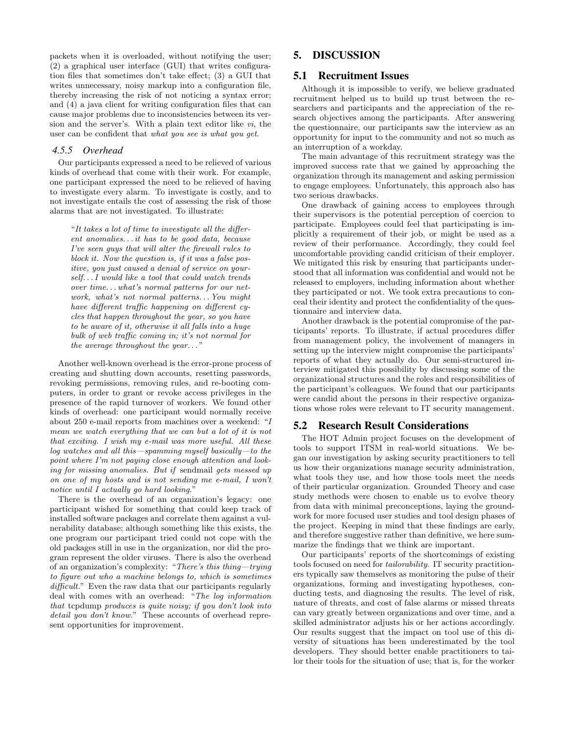packets when it is overloaded, without notifying the user; (2) a graphical user interface (GUI) that writes configuration files that sometimes don't take effect; (3) a GUI that writes unnecessary, noisy markup into a configuration file, thereby increasing the risk of not noticing a syntax error; and (4) a java client for writing configuration files that can cause major problems due to inconsistencies between its version and the server's. With a plain text editor like *vi*, the user can be confident that *what you see is what you get*.

#### 4.5.5 Overhead

Our participants expressed a need to be relieved of various kinds of overhead that come with their work. For example, one participant expressed the need to be relieved of having to investigate every alarm. To investigate is costly, and to not investigate entails the cost of assessing the risk of those alarms that are not investigated. To illustrate:

> "*It takes a lot of time to investigate all the different anomalies. . . it has to be good data, because I've seen guys that will alter the firewall rules to block it. Now the question is, if it was a false positive, you just caused a denial of service on yourself. . . I would like a tool that could watch trends over time. . . what's normal patterns for our network, what's not normal patterns. . . You might have different traffic happening on different cycles that happen throughout the year, so you have to be aware of it, otherwise it all falls into a huge bulk of web traffic coming in; it's not normal for the average throughout the year. . .*"

Another well-known overhead is the error-prone process of creating and shutting down accounts, resetting passwords, revoking permissions, removing rules, and re-booting computers, in order to grant or revoke access privileges in the presence of the rapid turnover of workers. We found other kinds of overhead: one participant would normally receive about 250 e-mail reports from machines over a weekend: "*I mean we watch everything that we can but a lot of it is not that exciting. I wish my e-mail was more useful. All these log watches and all this—spamming myself basically—to the point where I'm not paying close enough attention and looking for missing anomalies. But if* sendmail *gets messed up on one of my hosts and is not sending me e-mail, I won't notice until I actually go hard looking.*"

There is the overhead of an organization's legacy: one participant wished for something that could keep track of installed software packages and correlate them against a vulnerability database; although something like this exists, the one program our participant tried could not cope with the old packages still in use in the organization, nor did the program represent the older viruses. There is also the overhead of an organization's complexity: "*There's this thing—trying to figure out who a machine belongs to, which is sometimes difficult.*" Even the raw data that our participants regularly deal with comes with an overhead: "*The log information that* tcpdump *produces is quite noisy; if you don't look into detail you don't know.*" These accounts of overhead represent opportunities for improvement.

## 5. DISCUSSION

### 5.1 Recruitment Issues

Although it is impossible to verify, we believe graduated recruitment helped us to build up trust between the researchers and participants and the appreciation of the research objectives among the participants. After answering the questionnaire, our participants saw the interview as an opportunity for input to the community and not so much as an interruption of a workday.

The main advantage of this recruitment strategy was the improved success rate that we gained by approaching the organization through its management and asking permission to engage employees. Unfortunately, this approach also has two serious drawbacks.

One drawback of gaining access to employees through their supervisors is the potential perception of coercion to participate. Employees could feel that participating is implicitly a requirement of their job, or might be used as a review of their performance. Accordingly, they could feel uncomfortable providing candid criticism of their employer. We mitigated this risk by ensuring that participants understood that all information was confidential and would not be released to employers, including information about whether they participated or not. We took extra precautions to conceal their identity and protect the confidentiality of the questionnaire and interview data.

Another drawback is the potential compromise of the participants' reports. To illustrate, if actual procedures differ from management policy, the involvement of managers in setting up the interview might compromise the participants' reports of what they actually do. Our semi-structured interview mitigated this possibility by discussing some of the organizational structures and the roles and responsibilities of the participant's colleagues. We found that our participants were candid about the persons in their respective organizations whose roles were relevant to IT security management.

### 5.2 Research Result Considerations

The HOT Admin project focuses on the development of tools to support ITSM in real-world situations. We began our investigation by asking security practitioners to tell us how their organizations manage security administration, what tools they use, and how those tools meet the needs of their particular organization. Grounded Theory and case study methods were chosen to enable us to evolve theory from data with minimal preconceptions, laying the groundwork for more focused user studies and tool design phases of the project. Keeping in mind that these findings are early, and therefore suggestive rather than definitive, we here summarize the findings that we think are important.

Our participants' reports of the shortcomings of existing tools focused on need for *tailorability*. IT security practitioners typically saw themselves as monitoring the pulse of their organizations, forming and investigating hypotheses, conducting tests, and diagnosing the results. The level of risk, nature of threats, and cost of false alarms or missed threats can vary greatly between organizations and over time, and a skilled administrator adjusts his or her actions accordingly. Our results suggest that the impact on tool use of this diversity of situations has been underestimated by the tool developers. They should better enable practitioners to tailor their tools for the situation of use; that is, for the worker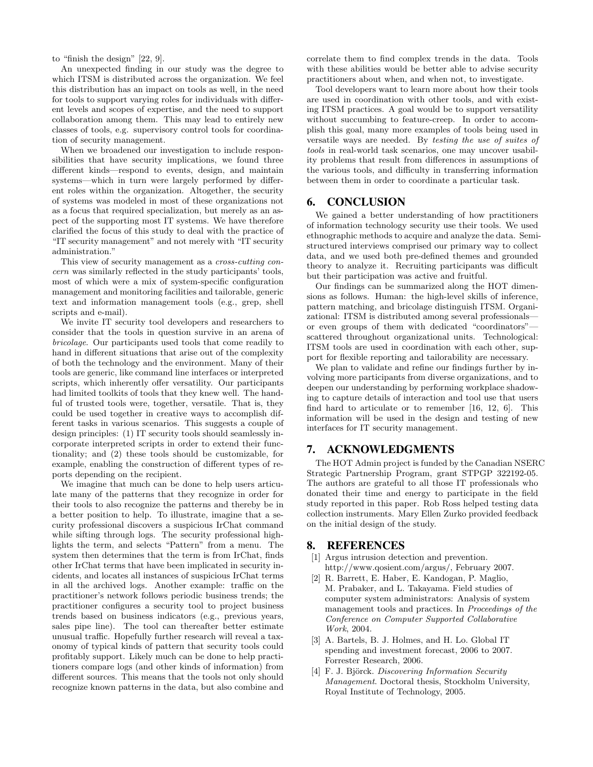to "finish the design" [22, 9].

An unexpected finding in our study was the degree to which ITSM is distributed across the organization. We feel this distribution has an impact on tools as well, in the need for tools to support varying roles for individuals with different levels and scopes of expertise, and the need to support collaboration among them. This may lead to entirely new classes of tools, e.g. supervisory control tools for coordination of security management.

When we broadened our investigation to include responsibilities that have security implications, we found three different kinds—respond to events, design, and maintain systems—which in turn were largely performed by different roles within the organization. Altogether, the security of systems was modeled in most of these organizations not as a focus that required specialization, but merely as an aspect of the supporting most IT systems. We have therefore clarified the focus of this study to deal with the practice of "IT security management" and not merely with "IT security administration."

This view of security management as a *cross-cutting concern* was similarly reflected in the study participants' tools, most of which were a mix of system-specific configuration management and monitoring facilities and tailorable, generic text and information management tools (e.g., grep, shell scripts and e-mail).

We invite IT security tool developers and researchers to consider that the tools in question survive in an arena of *bricolage*. Our participants used tools that come readily to hand in different situations that arise out of the complexity of both the technology and the environment. Many of their tools are generic, like command line interfaces or interpreted scripts, which inherently offer versatility. Our participants had limited toolkits of tools that they knew well. The handful of trusted tools were, together, versatile. That is, they could be used together in creative ways to accomplish different tasks in various scenarios. This suggests a couple of design principles: (1) IT security tools should seamlessly incorporate interpreted scripts in order to extend their functionality; and (2) these tools should be customizable, for example, enabling the construction of different types of reports depending on the recipient.

We imagine that much can be done to help users articulate many of the patterns that they recognize in order for their tools to also recognize the patterns and thereby be in a better position to help. To illustrate, imagine that a security professional discovers a suspicious IrChat command while sifting through logs. The security professional highlights the term, and selects "Pattern" from a menu. The system then determines that the term is from IrChat, finds other IrChat terms that have been implicated in security incidents, and locates all instances of suspicious IrChat terms in all the archived logs. Another example: traffic on the practitioner's network follows periodic business trends; the practitioner configures a security tool to project business trends based on business indicators (e.g., previous years, sales pipe line). The tool can thereafter better estimate unusual traffic. Hopefully further research will reveal a taxonomy of typical kinds of pattern that security tools could profitably support. Likely much can be done to help practitioners compare logs (and other kinds of information) from different sources. This means that the tools not only should recognize known patterns in the data, but also combine and correlate them to find complex trends in the data. Tools with these abilities would be better able to advise security practitioners about when, and when not, to investigate.

Tool developers want to learn more about how their tools are used in coordination with other tools, and with existing ITSM practices. A goal would be to support versatility without succumbing to feature-creep. In order to accomplish this goal, many more examples of tools being used in versatile ways are needed. By *testing the use of suites of tools* in real-world task scenarios, one may uncover usability problems that result from differences in assumptions of the various tools, and difficulty in transferring information between them in order to coordinate a particular task.

## 6. CONCLUSION

We gained a better understanding of how practitioners of information technology security use their tools. We used ethnographic methods to acquire and analyze the data. Semi-structured interviews comprised our primary way to collect data, and we used both pre-defined themes and grounded theory to analyze it. Recruiting participants was difficult but their participation was active and fruitful.

Our findings can be summarized along the HOT dimensions as follows. Human: the high-level skills of inference, pattern matching, and bricolage distinguish ITSM. Organizational: ITSM is distributed among several professionals—or even groups of them with dedicated "coordinators"—scattered throughout organizational units. Technological: ITSM tools are used in coordination with each other, support for flexible reporting and tailorability are necessary.

We plan to validate and refine our findings further by involving more participants from diverse organizations, and to deepen our understanding by performing workplace shadowing to capture details of interaction and tool use that users find hard to articulate or to remember [16, 12, 6]. This information will be used in the design and testing of new interfaces for IT security management.

## 7. ACKNOWLEDGMENTS

The HOT Admin project is funded by the Canadian NSERC Strategic Partnership Program, grant STPGP 322192-05. The authors are grateful to all those IT professionals who donated their time and energy to participate in the field study reported in this paper. Rob Ross helped testing data collection instruments. Mary Ellen Zurko provided feedback on the initial design of the study.

## 8. REFERENCES

[1] Argus intrusion detection and prevention. http://www.qosient.com/argus/, February 2007.

[2] R. Barrett, E. Haber, E. Kandogan, P. Maglio, M. Prabaker, and L. Takayama. Field studies of computer system administrators: Analysis of system management tools and practices. In *Proceedings of the Conference on Computer Supported Collaborative Work*, 2004.

[3] A. Bartels, B. J. Holmes, and H. Lo. Global IT spending and investment forecast, 2006 to 2007. Forrester Research, 2006.

[4] F. J. Björck. *Discovering Information Security Management*. Doctoral thesis, Stockholm University, Royal Institute of Technology, 2005.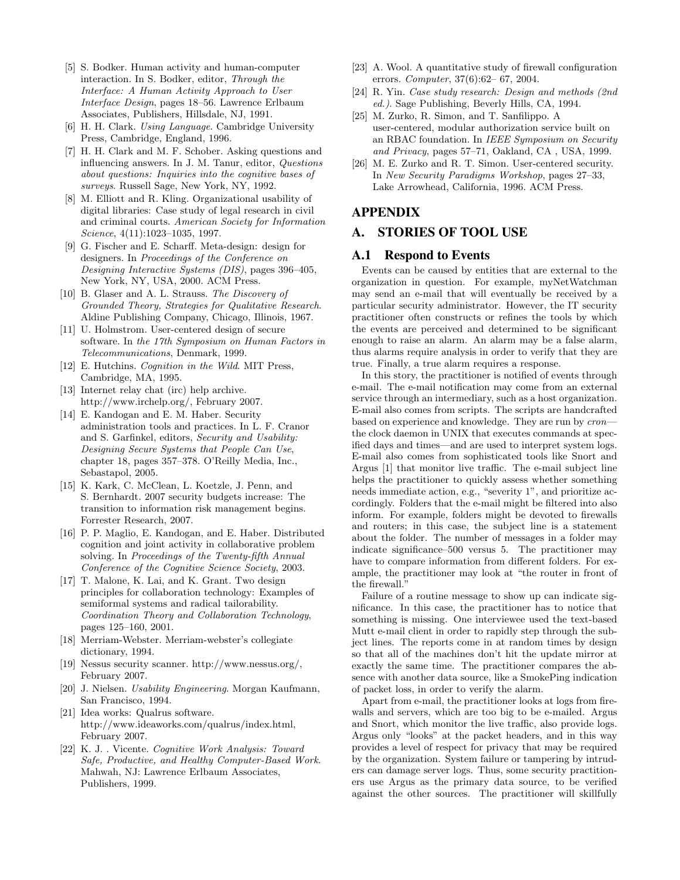[5] S. Bodker. Human activity and human-computer interaction. In S. Bodker, editor, *Through the Interface: A Human Activity Approach to User Interface Design*, pages 18–56. Lawrence Erlbaum Associates, Publishers, Hillsdale, NJ, 1991.

[6] H. H. Clark. *Using Language*. Cambridge University Press, Cambridge, England, 1996.

[7] H. H. Clark and M. F. Schober. Asking questions and influencing answers. In J. M. Tanur, editor, *Questions about questions: Inquiries into the cognitive bases of surveys*. Russell Sage, New York, NY, 1992.

[8] M. Elliott and R. Kling. Organizational usability of digital libraries: Case study of legal research in civil and criminal courts. *American Society for Information Science*, 4(11):1023–1035, 1997.

[9] G. Fischer and E. Scharff. Meta-design: design for designers. In *Proceedings of the Conference on Designing Interactive Systems (DIS)*, pages 396–405, New York, NY, USA, 2000. ACM Press.

[10] B. Glaser and A. L. Strauss. *The Discovery of Grounded Theory, Strategies for Qualitative Research*. Aldine Publishing Company, Chicago, Illinois, 1967.

[11] U. Holmstrom. User-centered design of secure software. In *the 17th Symposium on Human Factors in Telecommunications*, Denmark, 1999.

[12] E. Hutchins. *Cognition in the Wild*. MIT Press, Cambridge, MA, 1995.

[13] Internet relay chat (irc) help archive. http://www.irchelp.org/, February 2007.

[14] E. Kandogan and E. M. Haber. Security administration tools and practices. In L. F. Cranor and S. Garfinkel, editors, *Security and Usability: Designing Secure Systems that People Can Use*, chapter 18, pages 357–378. O'Reilly Media, Inc., Sebastapol, 2005.

[15] K. Kark, C. McClean, L. Koetzle, J. Penn, and S. Bernhardt. 2007 security budgets increase: The transition to information risk management begins. Forrester Research, 2007.

[16] P. P. Maglio, E. Kandogan, and E. Haber. Distributed cognition and joint activity in collaborative problem solving. In *Proceedings of the Twenty-fifth Annual Conference of the Cognitive Science Society*, 2003.

[17] T. Malone, K. Lai, and K. Grant. Two design principles for collaboration technology: Examples of semiformal systems and radical tailorability. *Coordination Theory and Collaboration Technology*, pages 125–160, 2001.

[18] Merriam-Webster. Merriam-webster's collegiate dictionary, 1994.

[19] Nessus security scanner. http://www.nessus.org/, February 2007.

[20] J. Nielsen. *Usability Engineering*. Morgan Kaufmann, San Francisco, 1994.

[21] Idea works: Qualrus software. http://www.ideaworks.com/qualrus/index.html, February 2007.

[22] K. J. . Vicente. *Cognitive Work Analysis: Toward Safe, Productive, and Healthy Computer-Based Work*. Mahwah, NJ: Lawrence Erlbaum Associates, Publishers, 1999.

[23] A. Wool. A quantitative study of firewall configuration errors. *Computer*, 37(6):62– 67, 2004.

[24] R. Yin. *Case study research: Design and methods (2nd ed.)*. Sage Publishing, Beverly Hills, CA, 1994.

[25] M. Zurko, R. Simon, and T. Sanfilippo. A user-centered, modular authorization service built on an RBAC foundation. In *IEEE Symposium on Security and Privacy*, pages 57–71, Oakland, CA , USA, 1999.

[26] M. E. Zurko and R. T. Simon. User-centered security. In *New Security Paradigms Workshop*, pages 27–33, Lake Arrowhead, California, 1996. ACM Press.

# APPENDIX

# A. STORIES OF TOOL USE

## A.1 Respond to Events

Events can be caused by entities that are external to the organization in question. For example, myNetWatchman may send an e-mail that will eventually be received by a particular security administrator. However, the IT security practitioner often constructs or refines the tools by which the events are perceived and determined to be significant enough to raise an alarm. An alarm may be a false alarm, thus alarms require analysis in order to verify that they are true. Finally, a true alarm requires a response.

In this story, the practitioner is notified of events through e-mail. The e-mail notification may come from an external service through an intermediary, such as a host organization. E-mail also comes from scripts. The scripts are handcrafted based on experience and knowledge. They are run by *cron*—the clock daemon in UNIX that executes commands at specified days and times—and are used to interpret system logs. E-mail also comes from sophisticated tools like Snort and Argus [1] that monitor live traffic. The e-mail subject line helps the practitioner to quickly assess whether something needs immediate action, e.g., "severity 1", and prioritize accordingly. Folders that the e-mail might be filtered into also inform. For example, folders might be devoted to firewalls and routers; in this case, the subject line is a statement about the folder. The number of messages in a folder may indicate significance–500 versus 5. The practitioner may have to compare information from different folders. For example, the practitioner may look at "the router in front of the firewall."

Failure of a routine message to show up can indicate significance. In this case, the practitioner has to notice that something is missing. One interviewee used the text-based Mutt e-mail client in order to rapidly step through the subject lines. The reports come in at random times by design so that all of the machines don't hit the update mirror at exactly the same time. The practitioner compares the absence with another data source, like a SmokePing indication of packet loss, in order to verify the alarm.

Apart from e-mail, the practitioner looks at logs from firewalls and servers, which are too big to be e-mailed. Argus and Snort, which monitor the live traffic, also provide logs. Argus only "looks" at the packet headers, and in this way provides a level of respect for privacy that may be required by the organization. System failure or tampering by intruders can damage server logs. Thus, some security practitioners use Argus as the primary data source, to be verified against the other sources. The practitioner will skillfully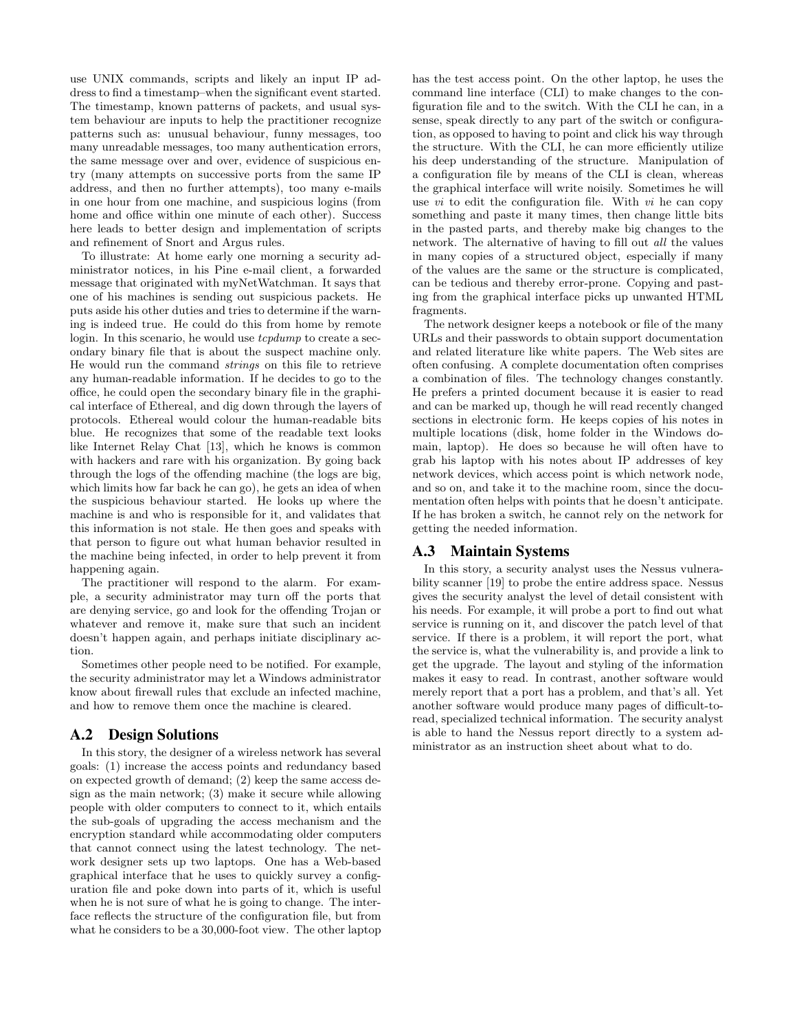use UNIX commands, scripts and likely an input IP address to find a timestamp–when the significant event started. The timestamp, known patterns of packets, and usual system behaviour are inputs to help the practitioner recognize patterns such as: unusual behaviour, funny messages, too many unreadable messages, too many authentication errors, the same message over and over, evidence of suspicious entry (many attempts on successive ports from the same IP address, and then no further attempts), too many e-mails in one hour from one machine, and suspicious logins (from home and office within one minute of each other). Success here leads to better design and implementation of scripts and refinement of Snort and Argus rules.

To illustrate: At home early one morning a security administrator notices, in his Pine e-mail client, a forwarded message that originated with myNetWatchman. It says that one of his machines is sending out suspicious packets. He puts aside his other duties and tries to determine if the warning is indeed true. He could do this from home by remote login. In this scenario, he would use *tcpdump* to create a secondary binary file that is about the suspect machine only. He would run the command *strings* on this file to retrieve any human-readable information. If he decides to go to the office, he could open the secondary binary file in the graphical interface of Ethereal, and dig down through the layers of protocols. Ethereal would colour the human-readable bits blue. He recognizes that some of the readable text looks like Internet Relay Chat [13], which he knows is common with hackers and rare with his organization. By going back through the logs of the offending machine (the logs are big, which limits how far back he can go), he gets an idea of when the suspicious behaviour started. He looks up where the machine is and who is responsible for it, and validates that this information is not stale. He then goes and speaks with that person to figure out what human behavior resulted in the machine being infected, in order to help prevent it from happening again.

The practitioner will respond to the alarm. For example, a security administrator may turn off the ports that are denying service, go and look for the offending Trojan or whatever and remove it, make sure that such an incident doesn't happen again, and perhaps initiate disciplinary action.

Sometimes other people need to be notified. For example, the security administrator may let a Windows administrator know about firewall rules that exclude an infected machine, and how to remove them once the machine is cleared.

## A.2 Design Solutions

In this story, the designer of a wireless network has several goals: (1) increase the access points and redundancy based on expected growth of demand; (2) keep the same access design as the main network; (3) make it secure while allowing people with older computers to connect to it, which entails the sub-goals of upgrading the access mechanism and the encryption standard while accommodating older computers that cannot connect using the latest technology. The network designer sets up two laptops. One has a Web-based graphical interface that he uses to quickly survey a configuration file and poke down into parts of it, which is useful when he is not sure of what he is going to change. The interface reflects the structure of the configuration file, but from what he considers to be a 30,000-foot view. The other laptop has the test access point. On the other laptop, he uses the command line interface (CLI) to make changes to the configuration file and to the switch. With the CLI he can, in a sense, speak directly to any part of the switch or configuration, as opposed to having to point and click his way through the structure. With the CLI, he can more efficiently utilize his deep understanding of the structure. Manipulation of a configuration file by means of the CLI is clean, whereas the graphical interface will write noisily. Sometimes he will use *vi* to edit the configuration file. With *vi* he can copy something and paste it many times, then change little bits in the pasted parts, and thereby make big changes to the network. The alternative of having to fill out *all* the values in many copies of a structured object, especially if many of the values are the same or the structure is complicated, can be tedious and thereby error-prone. Copying and pasting from the graphical interface picks up unwanted HTML fragments.

The network designer keeps a notebook or file of the many URLs and their passwords to obtain support documentation and related literature like white papers. The Web sites are often confusing. A complete documentation often comprises a combination of files. The technology changes constantly. He prefers a printed document because it is easier to read and can be marked up, though he will read recently changed sections in electronic form. He keeps copies of his notes in multiple locations (disk, home folder in the Windows domain, laptop). He does so because he will often have to grab his laptop with his notes about IP addresses of key network devices, which access point is which network node, and so on, and take it to the machine room, since the documentation often helps with points that he doesn't anticipate. If he has broken a switch, he cannot rely on the network for getting the needed information.

## A.3 Maintain Systems

In this story, a security analyst uses the Nessus vulnerability scanner [19] to probe the entire address space. Nessus gives the security analyst the level of detail consistent with his needs. For example, it will probe a port to find out what service is running on it, and discover the patch level of that service. If there is a problem, it will report the port, what the service is, what the vulnerability is, and provide a link to get the upgrade. The layout and styling of the information makes it easy to read. In contrast, another software would merely report that a port has a problem, and that's all. Yet another software would produce many pages of difficult-to-read, specialized technical information. The security analyst is able to hand the Nessus report directly to a system administrator as an instruction sheet about what to do.